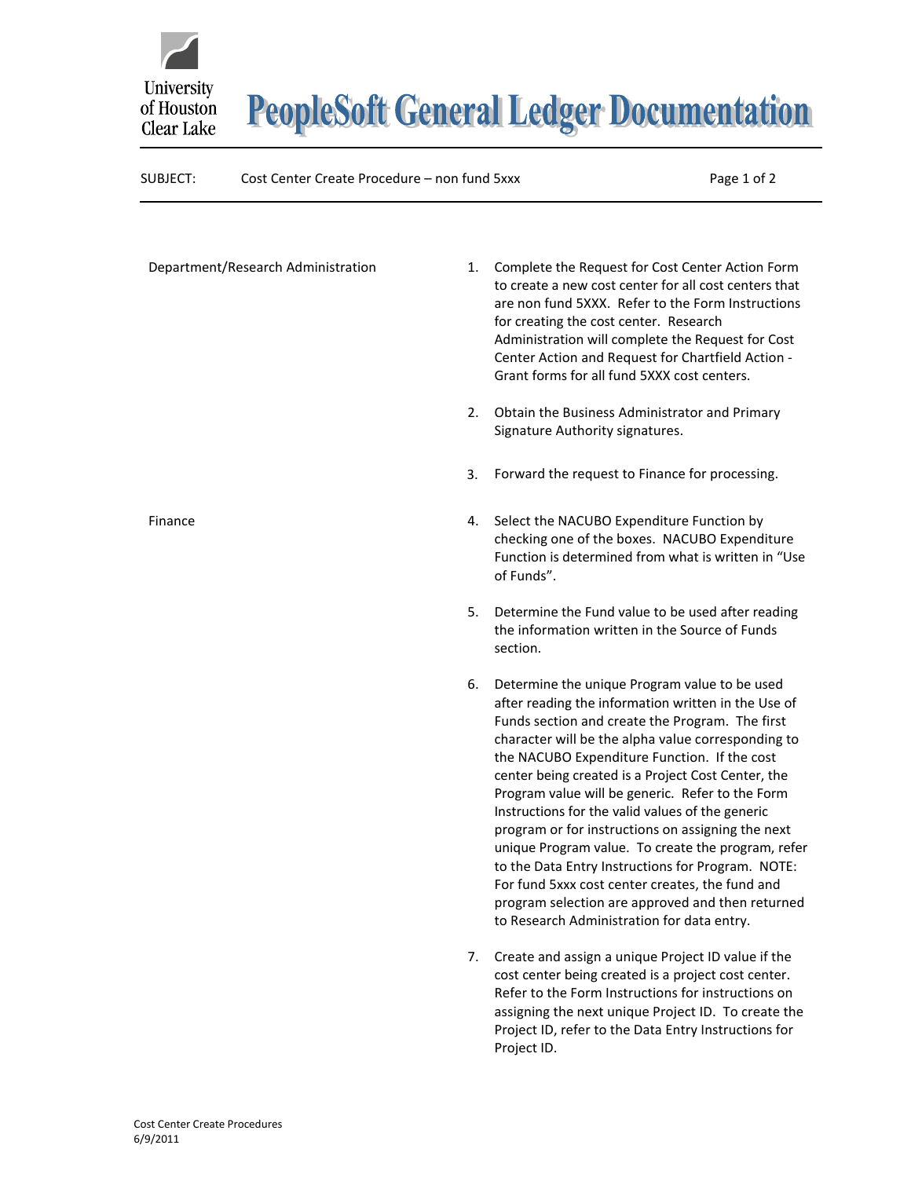# PeopleSoft General Ledger Documentation

University of Houston Clear Lake

SUBJECT: Cost Center Create Procedure – non fund 5xxx

**Department/Research Administration**

1. Complete the Request for Cost Center Action Form to create a new cost center for all cost centers that are non fund 5XXX. Refer to the Form Instructions for creating the cost center. Research Administration will complete the Request for Cost Center Action and Request for Chartfield Action - Grant forms for all fund 5XXX cost centers.

2. Obtain the Business Administrator and Primary Signature Authority signatures.

3. Forward the request to Finance for processing.

**Finance**

4. Select the NACUBO Expenditure Function by checking one of the boxes. NACUBO Expenditure Function is determined from what is written in "Use of Funds".

5. Determine the Fund value to be used after reading the information written in the Source of Funds section.

6. Determine the unique Program value to be used after reading the information written in the Use of Funds section and create the Program. The first character will be the alpha value corresponding to the NACUBO Expenditure Function. If the cost center being created is a Project Cost Center, the Program value will be generic. Refer to the Form Instructions for the valid values of the generic program or for instructions on assigning the next unique Program value. To create the program, refer to the Data Entry Instructions for Program. NOTE: For fund 5xxx cost center creates, the fund and program selection are approved and then returned to Research Administration for data entry.

7. Create and assign a unique Project ID value if the cost center being created is a project cost center. Refer to the Form Instructions for instructions on assigning the next unique Project ID. To create the Project ID, refer to the Data Entry Instructions for Project ID.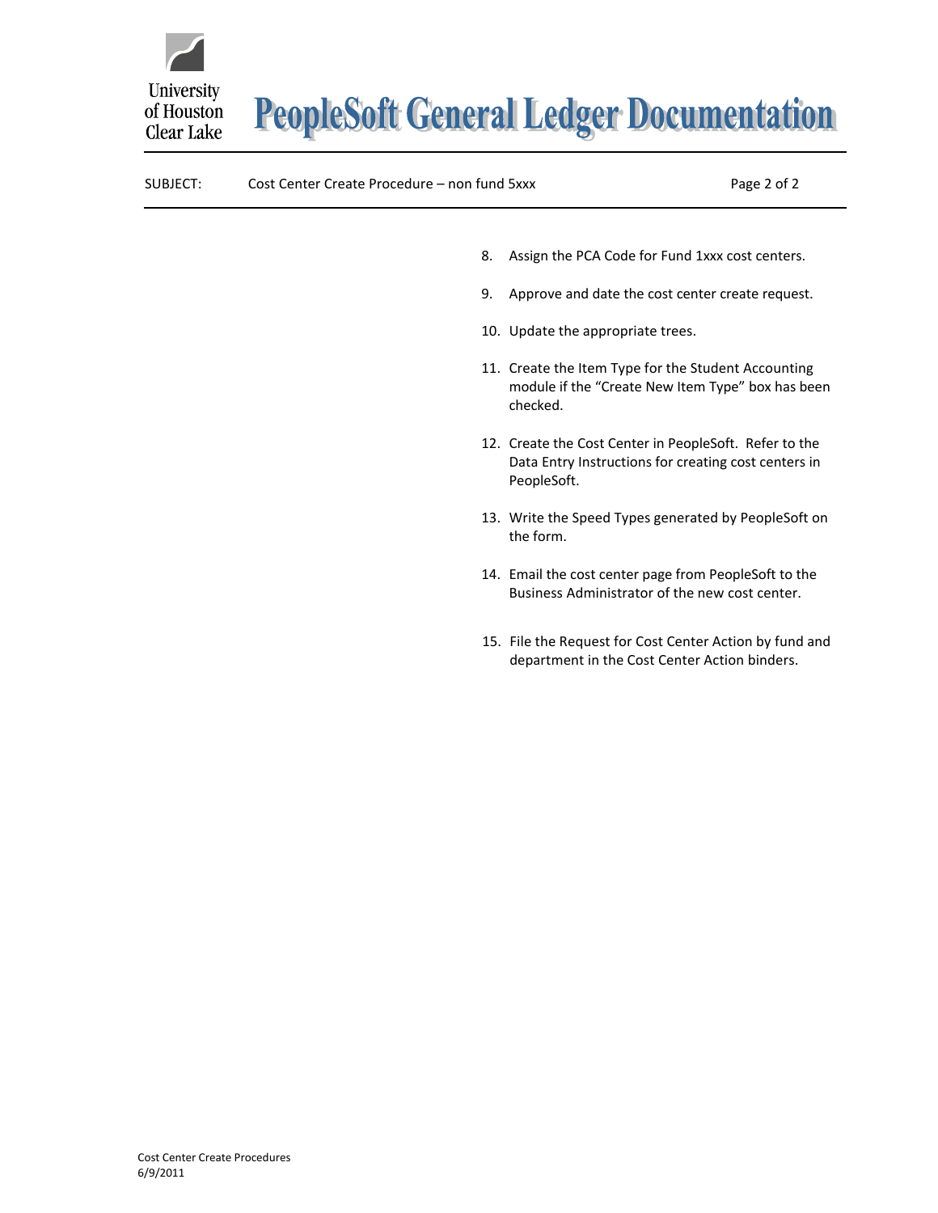8. Assign the PCA Code for Fund 1xxx cost centers.
9. Approve and date the cost center create request.
10. Update the appropriate trees.
11. Create the Item Type for the Student Accounting module if the "Create New Item Type" box has been checked.
12. Create the Cost Center in PeopleSoft. Refer to the Data Entry Instructions for creating cost centers in PeopleSoft.
13. Write the Speed Types generated by PeopleSoft on the form.
14. Email the cost center page from PeopleSoft to the Business Administrator of the new cost center.
15. File the Request for Cost Center Action by fund and department in the Cost Center Action binders.